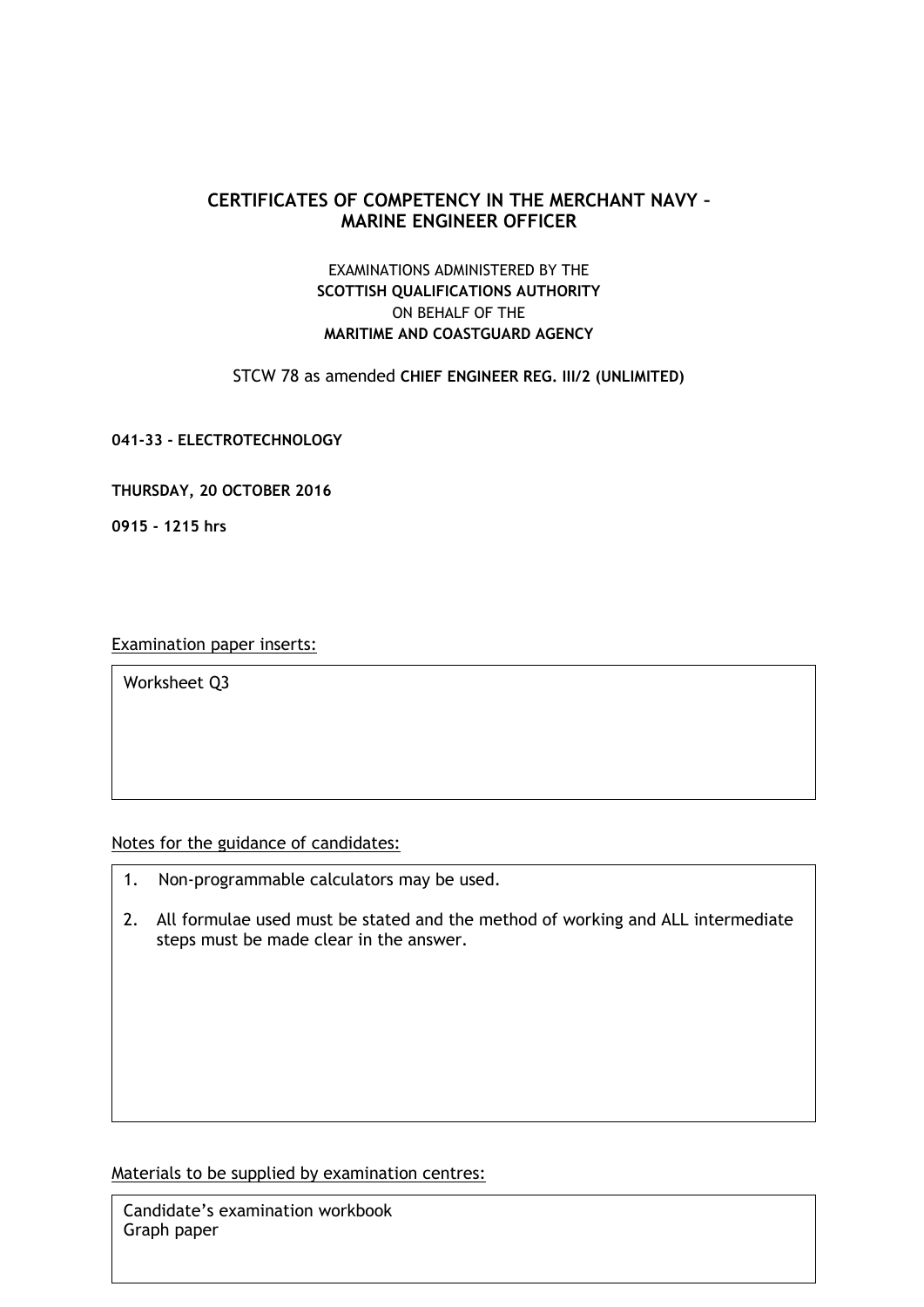# CERTIFICATES OF COMPETENCY IN THE MERCHANT NAVY – MARINE ENGINEER OFFICER

EXAMINATIONS ADMINISTERED BY THE
**SCOTTISH QUALIFICATIONS AUTHORITY**
ON BEHALF OF THE
**MARITIME AND COASTGUARD AGENCY**

STCW 78 as amended **CHIEF ENGINEER REG. III/2 (UNLIMITED)**

**041-33 - ELECTROTECHNOLOGY**

**THURSDAY, 20 OCTOBER 2016**

**0915 - 1215 hrs**

Examination paper inserts:

Worksheet Q3

Notes for the guidance of candidates:

1. Non-programmable calculators may be used.
2. All formulae used must be stated and the method of working and ALL intermediate steps must be made clear in the answer.

Materials to be supplied by examination centres:

Candidate's examination workbook
Graph paper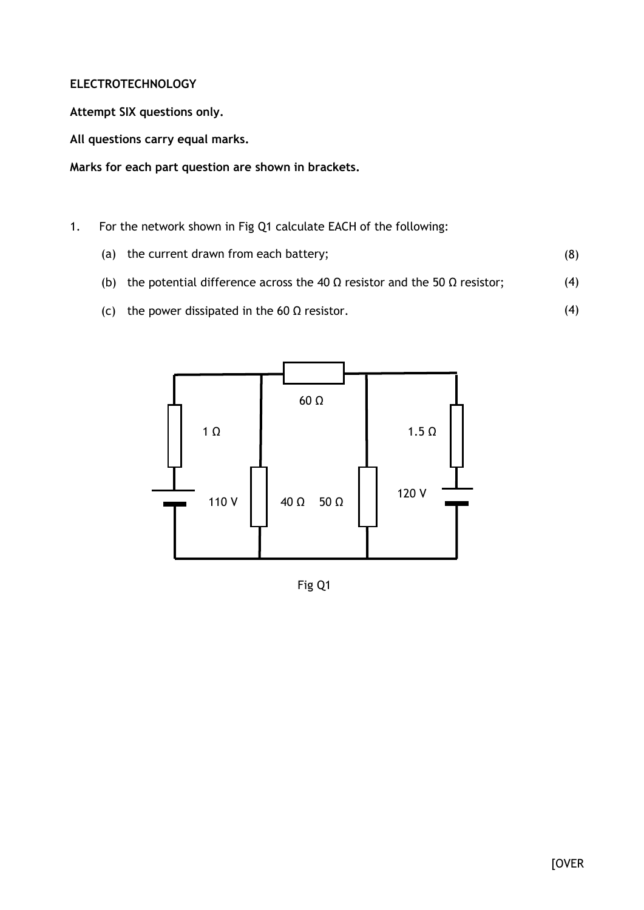**ELECTROTECHNOLOGY**

**Attempt SIX questions only.**

**All questions carry equal marks.**

**Marks for each part question are shown in brackets.**

1. For the network shown in Fig Q1 calculate EACH of the following:

   (a) the current drawn from each battery; (8)

   (b) the potential difference across the 40 Ω resistor and the 50 Ω resistor; (4)

   (c) the power dissipated in the 60 Ω resistor. (4)

Fig Q1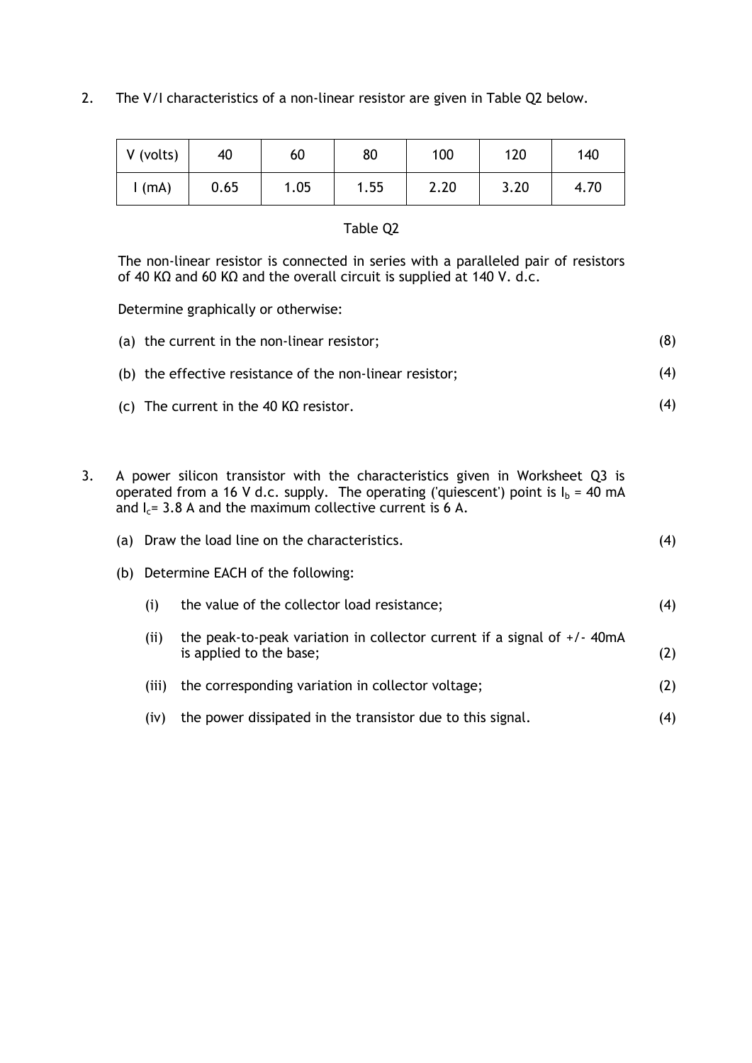2. The V/I characteristics of a non-linear resistor are given in Table Q2 below.

| V (volts) | 40 | 60 | 80 | 100 | 120 | 140 |
|---|---|---|---|---|---|---|
| I (mA) | 0.65 | 1.05 | 1.55 | 2.20 | 3.20 | 4.70 |

Table Q2

The non-linear resistor is connected in series with a paralleled pair of resistors of 40 KΩ and 60 KΩ and the overall circuit is supplied at 140 V. d.c.

Determine graphically or otherwise:

(a) the current in the non-linear resistor; (8)

(b) the effective resistance of the non-linear resistor; (4)

(c) The current in the 40 KΩ resistor. (4)

3. A power silicon transistor with the characteristics given in Worksheet Q3 is operated from a 16 V d.c. supply. The operating ('quiescent') point is $I_b$ = 40 mA and $I_c$= 3.8 A and the maximum collective current is 6 A.

(a) Draw the load line on the characteristics. (4)

(b) Determine EACH of the following:

(i) the value of the collector load resistance; (4)

(ii) the peak-to-peak variation in collector current if a signal of +/- 40mA is applied to the base; (2)

(iii) the corresponding variation in collector voltage; (2)

(iv) the power dissipated in the transistor due to this signal. (4)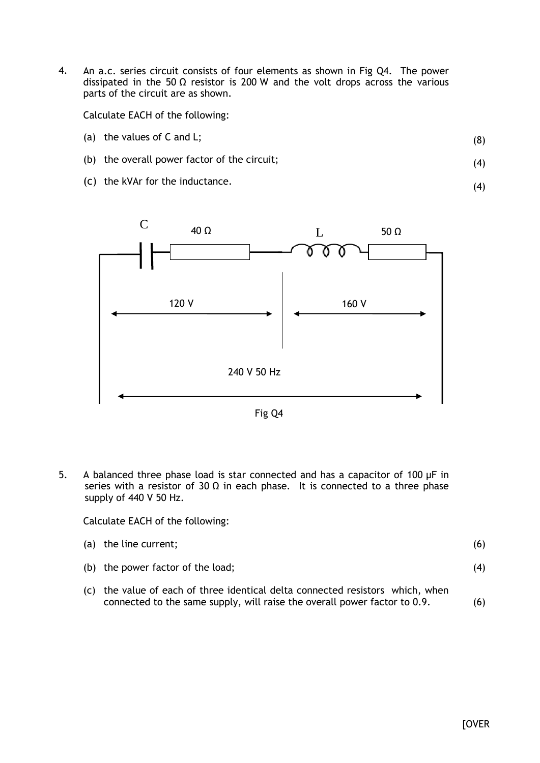4. An a.c. series circuit consists of four elements as shown in Fig Q4. The power dissipated in the 50 Ω resistor is 200 W and the volt drops across the various parts of the circuit are as shown.

   Calculate EACH of the following:

   (a) the values of C and L; (8)

   (b) the overall power factor of the circuit; (4)

   (c) the kVAr for the inductance. (4)

C 40 Ω L 50 Ω

120 V 160 V

240 V 50 Hz

Fig Q4

5. A balanced three phase load is star connected and has a capacitor of 100 μF in series with a resistor of 30 Ω in each phase. It is connected to a three phase supply of 440 V 50 Hz.

   Calculate EACH of the following:

   (a) the line current; (6)

   (b) the power factor of the load; (4)

   (c) the value of each of three identical delta connected resistors which, when connected to the same supply, will raise the overall power factor to 0.9. (6)

[OVER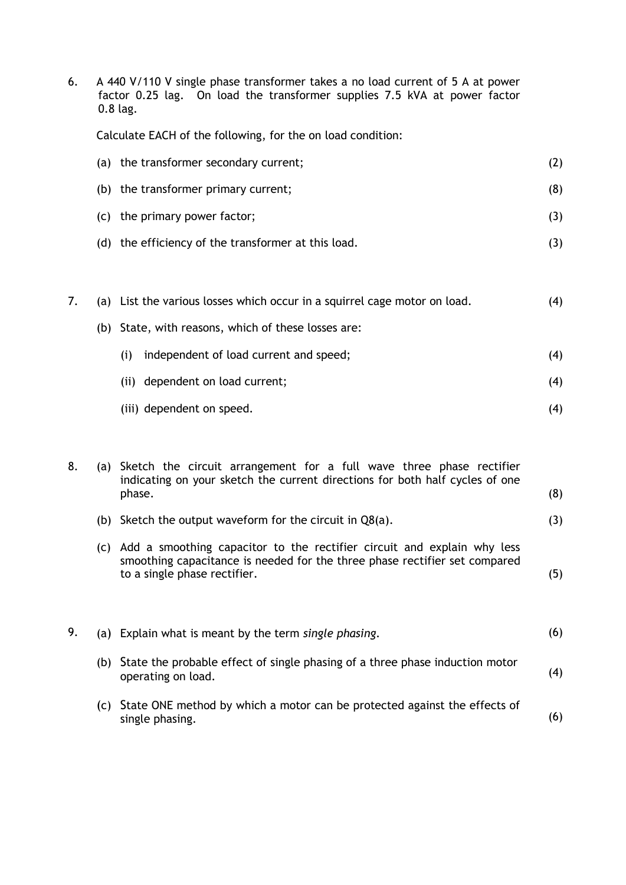6. A 440 V/110 V single phase transformer takes a no load current of 5 A at power factor 0.25 lag. On load the transformer supplies 7.5 kVA at power factor 0.8 lag.

   Calculate EACH of the following, for the on load condition:

   (a) the transformer secondary current; (2)

   (b) the transformer primary current; (8)

   (c) the primary power factor; (3)

   (d) the efficiency of the transformer at this load. (3)

7. (a) List the various losses which occur in a squirrel cage motor on load. (4)

   (b) State, with reasons, which of these losses are:

   (i) independent of load current and speed; (4)

   (ii) dependent on load current; (4)

   (iii) dependent on speed. (4)

8. (a) Sketch the circuit arrangement for a full wave three phase rectifier indicating on your sketch the current directions for both half cycles of one phase. (8)

   (b) Sketch the output waveform for the circuit in Q8(a). (3)

   (c) Add a smoothing capacitor to the rectifier circuit and explain why less smoothing capacitance is needed for the three phase rectifier set compared to a single phase rectifier. (5)

9. (a) Explain what is meant by the term *single phasing*. (6)

   (b) State the probable effect of single phasing of a three phase induction motor operating on load. (4)

   (c) State ONE method by which a motor can be protected against the effects of single phasing. (6)